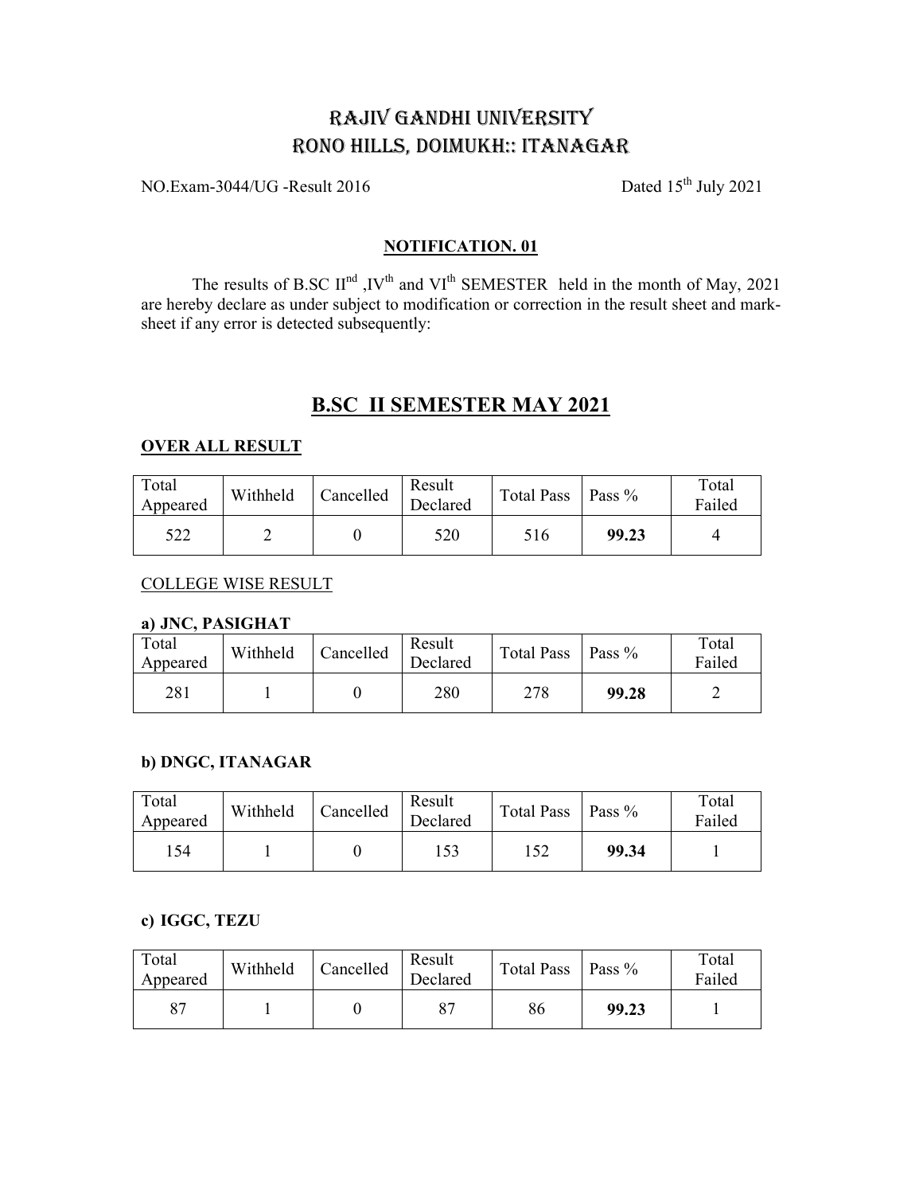# RAJIV GANDHI UNIVERSITY
# RONO HILLS, DOIMUKH:: ITANAGAR

NO.Exam-3044/UG -Result 2016 Dated 15th July 2021

**NOTIFICATION. 01**

The results of B.SC IInd ,IVth and VIth SEMESTER held in the month of May, 2021 are hereby declare as under subject to modification or correction in the result sheet and mark-sheet if any error is detected subsequently:

## B.SC II SEMESTER MAY 2021

**OVER ALL RESULT**

| Total Appeared | Withheld | Cancelled | Result Declared | Total Pass | Pass % | Total Failed |
|---|---|---|---|---|---|---|
| 522 | 2 | 0 | 520 | 516 | **99.23** | 4 |

COLLEGE WISE RESULT

**a) JNC, PASIGHAT**

| Total Appeared | Withheld | Cancelled | Result Declared | Total Pass | Pass % | Total Failed |
|---|---|---|---|---|---|---|
| 281 | 1 | 0 | 280 | 278 | **99.28** | 2 |

**b) DNGC, ITANAGAR**

| Total Appeared | Withheld | Cancelled | Result Declared | Total Pass | Pass % | Total Failed |
|---|---|---|---|---|---|---|
| 154 | 1 | 0 | 153 | 152 | **99.34** | 1 |

**c) IGGC, TEZU**

| Total Appeared | Withheld | Cancelled | Result Declared | Total Pass | Pass % | Total Failed |
|---|---|---|---|---|---|---|
| 87 | 1 | 0 | 87 | 86 | **99.23** | 1 |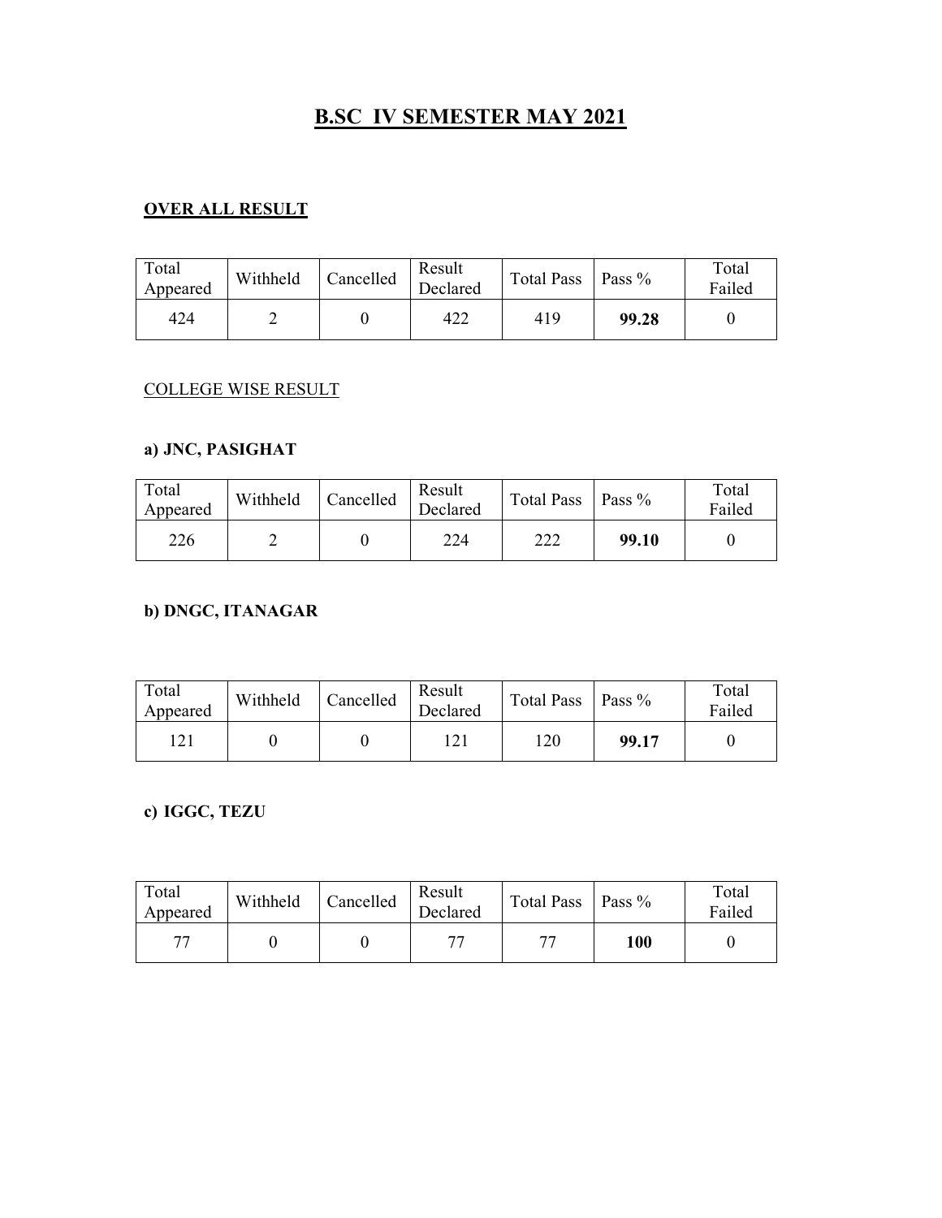# B.SC IV SEMESTER MAY 2021

## OVER ALL RESULT

| Total Appeared | Withheld | Cancelled | Result Declared | Total Pass | Pass % | Total Failed |
|---|---|---|---|---|---|---|
| 424 | 2 | 0 | 422 | 419 | **99.28** | 0 |

COLLEGE WISE RESULT

### a) JNC, PASIGHAT

| Total Appeared | Withheld | Cancelled | Result Declared | Total Pass | Pass % | Total Failed |
|---|---|---|---|---|---|---|
| 226 | 2 | 0 | 224 | 222 | **99.10** | 0 |

### b) DNGC, ITANAGAR

| Total Appeared | Withheld | Cancelled | Result Declared | Total Pass | Pass % | Total Failed |
|---|---|---|---|---|---|---|
| 121 | 0 | 0 | 121 | 120 | **99.17** | 0 |

### c) IGGC, TEZU

| Total Appeared | Withheld | Cancelled | Result Declared | Total Pass | Pass % | Total Failed |
|---|---|---|---|---|---|---|
| 77 | 0 | 0 | 77 | 77 | **100** | 0 |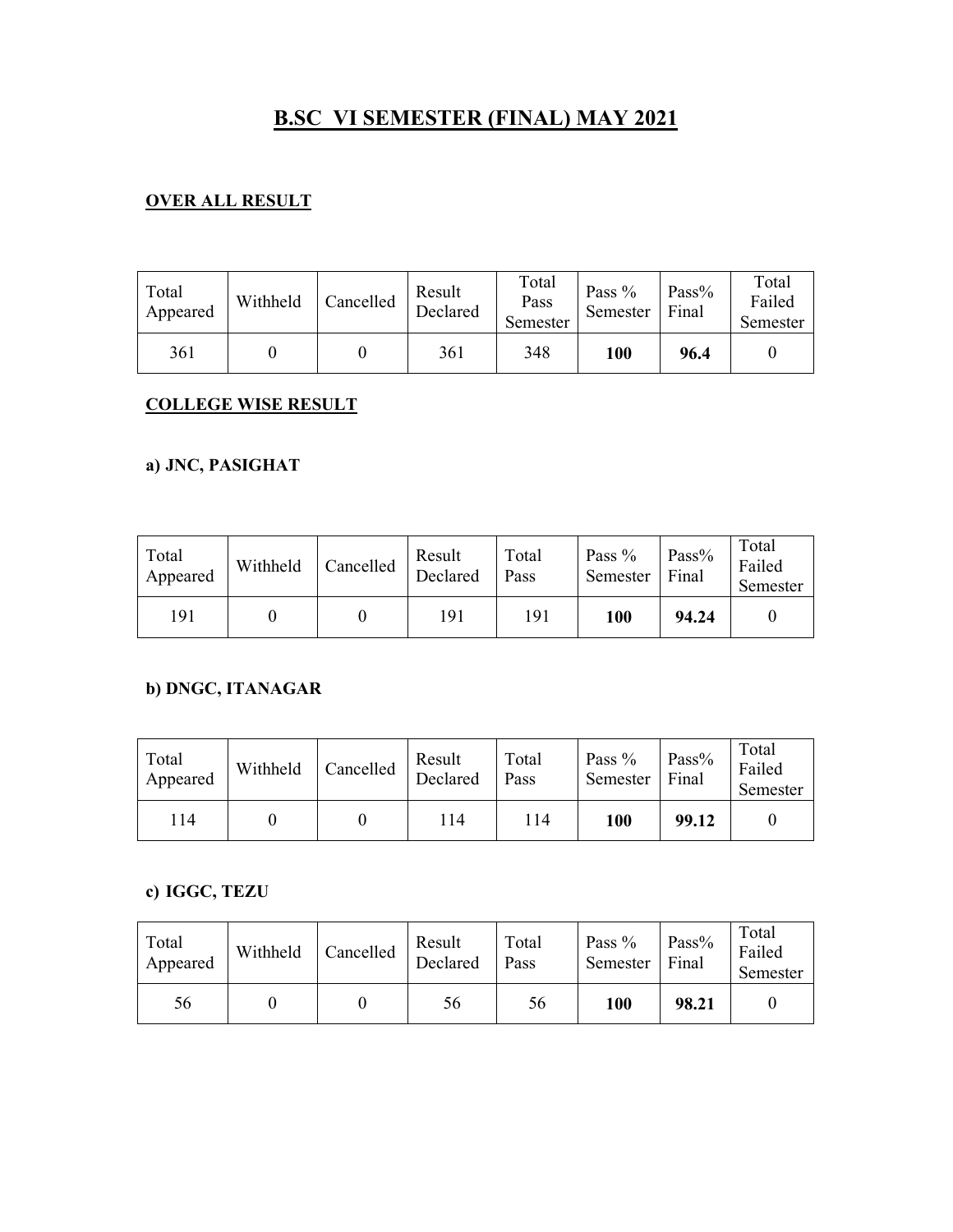# B.SC VI SEMESTER (FINAL) MAY 2021

## OVER ALL RESULT

| Total Appeared | Withheld | Cancelled | Result Declared | Total Pass Semester | Pass % Semester | Pass% Final | Total Failed Semester |
|---|---|---|---|---|---|---|---|
| 361 | 0 | 0 | 361 | 348 | **100** | **96.4** | 0 |

## COLLEGE WISE RESULT

### a) JNC, PASIGHAT

| Total Appeared | Withheld | Cancelled | Result Declared | Total Pass | Pass % Semester | Pass% Final | Total Failed Semester |
|---|---|---|---|---|---|---|---|
| 191 | 0 | 0 | 191 | 191 | **100** | **94.24** | 0 |

### b) DNGC, ITANAGAR

| Total Appeared | Withheld | Cancelled | Result Declared | Total Pass | Pass % Semester | Pass% Final | Total Failed Semester |
|---|---|---|---|---|---|---|---|
| 114 | 0 | 0 | 114 | 114 | **100** | **99.12** | 0 |

### c) IGGC, TEZU

| Total Appeared | Withheld | Cancelled | Result Declared | Total Pass | Pass % Semester | Pass% Final | Total Failed Semester |
|---|---|---|---|---|---|---|---|
| 56 | 0 | 0 | 56 | 56 | **100** | **98.21** | 0 |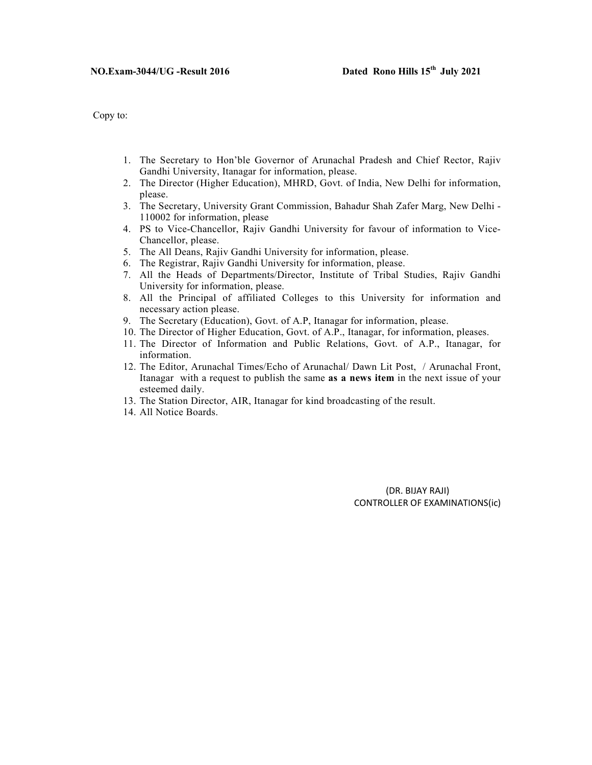**NO.Exam-3044/UG -Result 2016** **Dated Rono Hills 15th July 2021**

Copy to:

1. The Secretary to Hon'ble Governor of Arunachal Pradesh and Chief Rector, Rajiv Gandhi University, Itanagar for information, please.
2. The Director (Higher Education), MHRD, Govt. of India, New Delhi for information, please.
3. The Secretary, University Grant Commission, Bahadur Shah Zafer Marg, New Delhi - 110002 for information, please
4. PS to Vice-Chancellor, Rajiv Gandhi University for favour of information to Vice-Chancellor, please.
5. The All Deans, Rajiv Gandhi University for information, please.
6. The Registrar, Rajiv Gandhi University for information, please.
7. All the Heads of Departments/Director, Institute of Tribal Studies, Rajiv Gandhi University for information, please.
8. All the Principal of affiliated Colleges to this University for information and necessary action please.
9. The Secretary (Education), Govt. of A.P, Itanagar for information, please.
10. The Director of Higher Education, Govt. of A.P., Itanagar, for information, pleases.
11. The Director of Information and Public Relations, Govt. of A.P., Itanagar, for information.
12. The Editor, Arunachal Times/Echo of Arunachal/ Dawn Lit Post, / Arunachal Front, Itanagar with a request to publish the same **as a news item** in the next issue of your esteemed daily.
13. The Station Director, AIR, Itanagar for kind broadcasting of the result.
14. All Notice Boards.

(DR. BIJAY RAJI)
CONTROLLER OF EXAMINATIONS(ic)